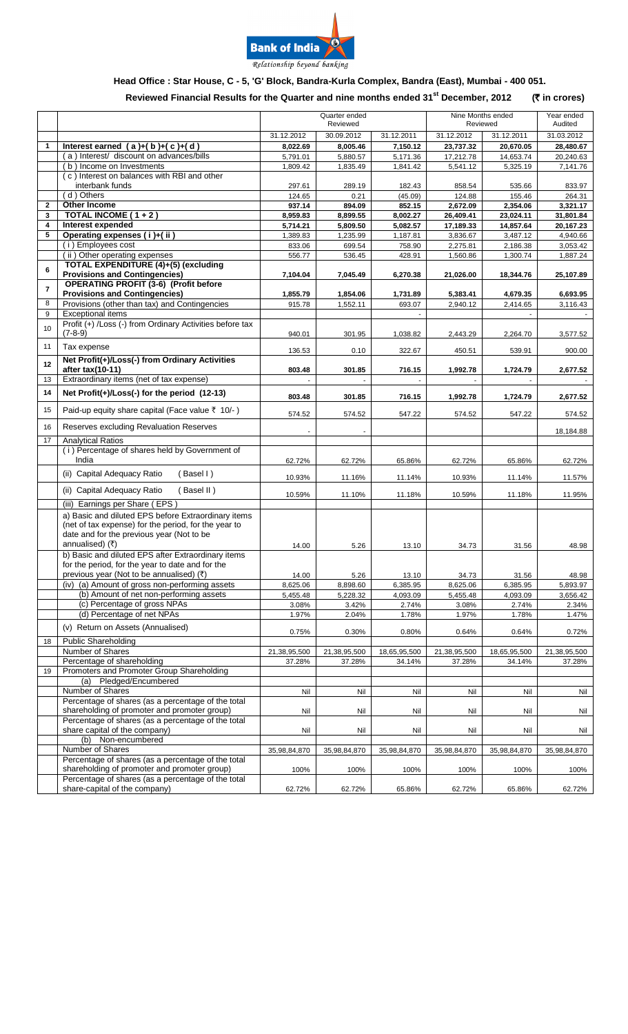**Bank of India**

*Relationship beyond banking*

## Head Office : Star House, C - 5, 'G' Block, Bandra-Kurla Complex, Bandra (East), Mumbai - 400 051.

### Reviewed Financial Results for the Quarter and nine months ended 31st December, 2012 (₹ in crores)

| | | Quarter ended Reviewed | | | Nine Months ended Reviewed | | Year ended Audited |
|---|---|---|---|---|---|---|---|
| | | 31.12.2012 | 30.09.2012 | 31.12.2011 | 31.12.2012 | 31.12.2011 | 31.03.2012 |
| **1** | **Interest earned ( a )+( b )+( c )+( d )** | **8,022.69** | **8,005.46** | **7,150.12** | **23,737.32** | **20,670.05** | **28,480.67** |
| | ( a ) Interest/ discount on advances/bills | 5,791.01 | 5,880.57 | 5,171.36 | 17,212.78 | 14,653.74 | 20,240.63 |
| | ( b ) Income on Investments | 1,809.42 | 1,835.49 | 1,841.42 | 5,541.12 | 5,325.19 | 7,141.76 |
| | ( c ) Interest on balances with RBI and other interbank funds | 297.61 | 289.19 | 182.43 | 858.54 | 535.66 | 833.97 |
| | ( d ) Others | 124.65 | 0.21 | (45.09) | 124.88 | 155.46 | 264.31 |
| **2** | **Other Income** | **937.14** | **894.09** | **852.15** | **2,672.09** | **2,354.06** | **3,321.17** |
| **3** | **TOTAL INCOME ( 1 + 2 )** | **8,959.83** | **8,899.55** | **8,002.27** | **26,409.41** | **23,024.11** | **31,801.84** |
| **4** | **Interest expended** | **5,714.21** | **5,809.50** | **5,082.57** | **17,189.33** | **14,857.64** | **20,167.23** |
| **5** | **Operating expenses ( i )+( ii )** | 1,389.83 | 1,235.99 | 1,187.81 | 3,836.67 | 3,487.12 | 4,940.66 |
| | ( i ) Employees cost | 833.06 | 699.54 | 758.90 | 2,275.81 | 2,186.38 | 3,053.42 |
| | ( ii ) Other operating expenses | 556.77 | 536.45 | 428.91 | 1,560.86 | 1,300.74 | 1,887.24 |
| **6** | **TOTAL EXPENDITURE (4)+(5) (excluding Provisions and Contingencies)** | **7,104.04** | **7,045.49** | **6,270.38** | **21,026.00** | **18,344.76** | **25,107.89** |
| **7** | **OPERATING PROFIT (3-6) (Profit before Provisions and Contingencies)** | **1,855.79** | **1,854.06** | **1,731.89** | **5,383.41** | **4,679.35** | **6,693.95** |
| 8 | Provisions (other than tax) and Contingencies | 915.78 | 1,552.11 | 693.07 | 2,940.12 | 2,414.65 | 3,116.43 |
| 9 | Exceptional items | | | - | | - | - |
| 10 | Profit (+) /Loss (-) from Ordinary Activities before tax (7-8-9) | 940.01 | 301.95 | 1,038.82 | 2,443.29 | 2,264.70 | 3,577.52 |
| 11 | Tax expense | 136.53 | 0.10 | 322.67 | 450.51 | 539.91 | 900.00 |
| **12** | **Net Profit(+)/Loss(-) from Ordinary Activities after tax(10-11)** | **803.48** | **301.85** | **716.15** | **1,992.78** | **1,724.79** | **2,677.52** |
| 13 | Extraordinary items (net of tax expense) | - | - | - | - | - | - |
| **14** | **Net Profit(+)/Loss(-) for the period (12-13)** | **803.48** | **301.85** | **716.15** | **1,992.78** | **1,724.79** | **2,677.52** |
| 15 | Paid-up equity share capital (Face value ₹ 10/- ) | 574.52 | 574.52 | 547.22 | 574.52 | 547.22 | 574.52 |
| 16 | Reserves excluding Revaluation Reserves | - | - | | | | 18,184.88 |
| 17 | Analytical Ratios | | | | | | |
| | ( i ) Percentage of shares held by Government of India | 62.72% | 62.72% | 65.86% | 62.72% | 65.86% | 62.72% |
| | (ii) Capital Adequacy Ratio ( Basel I ) | 10.93% | 11.16% | 11.14% | 10.93% | 11.14% | 11.57% |
| | (ii) Capital Adequacy Ratio ( Basel II ) | 10.59% | 11.10% | 11.18% | 10.59% | 11.18% | 11.95% |
| | (iii) Earnings per Share ( EPS ) | | | | | | |
| | a) Basic and diluted EPS before Extraordinary items (net of tax expense) for the period, for the year to date and for the previous year (Not to be annualised) (₹) | 14.00 | 5.26 | 13.10 | 34.73 | 31.56 | 48.98 |
| | b) Basic and diluted EPS after Extraordinary items for the period, for the year to date and for the previous year (Not to be annualised) (₹) | 14.00 | 5.26 | 13.10 | 34.73 | 31.56 | 48.98 |
| | (iv) (a) Amount of gross non-performing assets | 8,625.06 | 8,898.60 | 6,385.95 | 8,625.06 | 6,385.95 | 5,893.97 |
| | (b) Amount of net non-performing assets | 5,455.48 | 5,228.32 | 4,093.09 | 5,455.48 | 4,093.09 | 3,656.42 |
| | (c) Percentage of gross NPAs | 3.08% | 3.42% | 2.74% | 3.08% | 2.74% | 2.34% |
| | (d) Percentage of net NPAs | 1.97% | 2.04% | 1.78% | 1.97% | 1.78% | 1.47% |
| | (v) Return on Assets (Annualised) | 0.75% | 0.30% | 0.80% | 0.64% | 0.64% | 0.72% |
| 18 | Public Shareholding | | | | | | |
| | Number of Shares | 21,38,95,500 | 21,38,95,500 | 18,65,95,500 | 21,38,95,500 | 18,65,95,500 | 21,38,95,500 |
| | Percentage of shareholding | 37.28% | 37.28% | 34.14% | 37.28% | 34.14% | 37.28% |
| 19 | Promoters and Promoter Group Shareholding | | | | | | |
| | (a) Pledged/Encumbered | | | | | | |
| | Number of Shares | Nil | Nil | Nil | Nil | Nil | Nil |
| | Percentage of shares (as a percentage of the total shareholding of promoter and promoter group) | Nil | Nil | Nil | Nil | Nil | Nil |
| | Percentage of shares (as a percentage of the total share capital of the company) | Nil | Nil | Nil | Nil | Nil | Nil |
| | (b) Non-encumbered | | | | | | |
| | Number of Shares | 35,98,84,870 | 35,98,84,870 | 35,98,84,870 | 35,98,84,870 | 35,98,84,870 | 35,98,84,870 |
| | Percentage of shares (as a percentage of the total shareholding of promoter and promoter group) | 100% | 100% | 100% | 100% | 100% | 100% |
| | Percentage of shares (as a percentage of the total share-capital of the company) | 62.72% | 62.72% | 65.86% | 62.72% | 65.86% | 62.72% |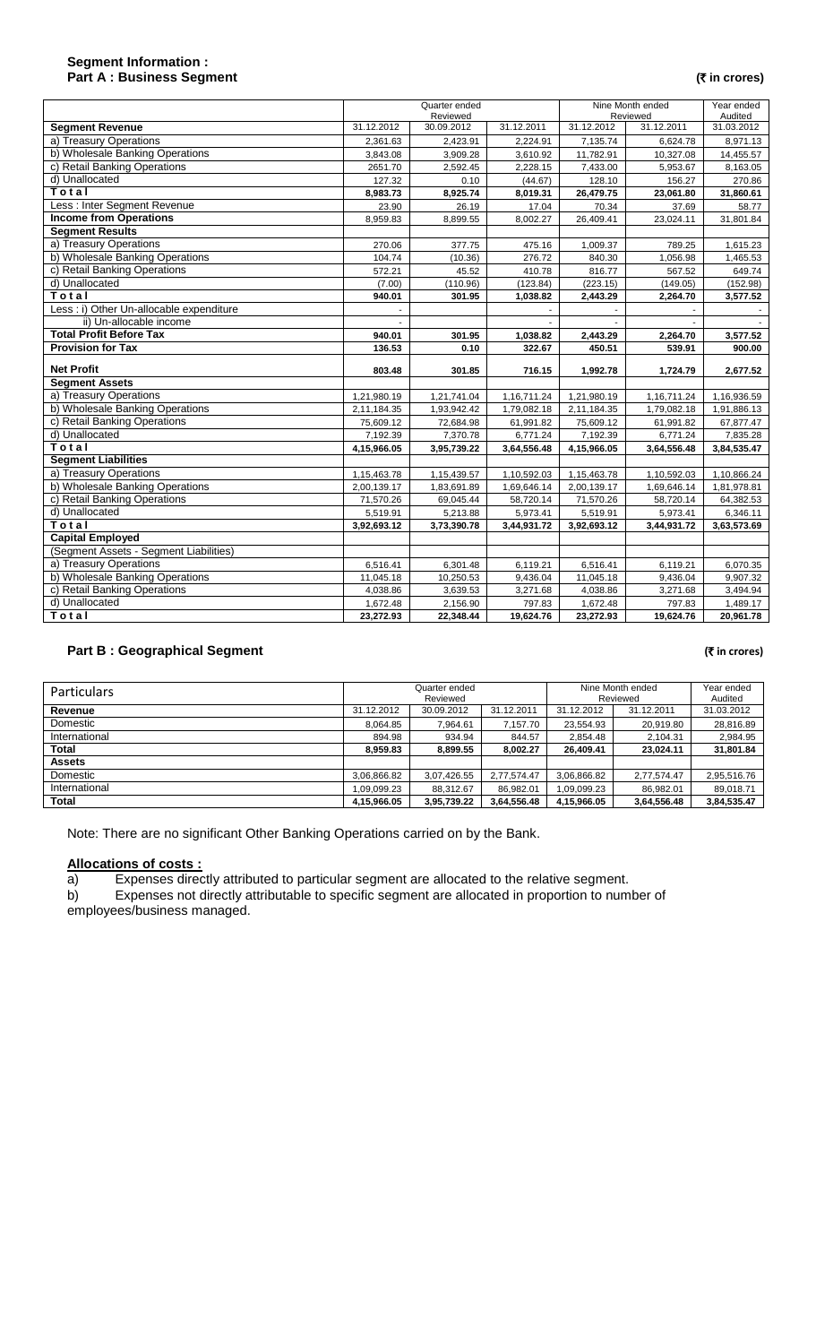## Segment Information :
### Part A : Business Segment

**(₹ in crores)**

| | Quarter ended Reviewed | | | Nine Month ended Reviewed | | Year ended Audited |
|---|---|---|---|---|---|---|
| **Segment Revenue** | 31.12.2012 | 30.09.2012 | 31.12.2011 | 31.12.2012 | 31.12.2011 | 31.03.2012 |
| a) Treasury Operations | 2,361.63 | 2,423.91 | 2,224.91 | 7,135.74 | 6,624.78 | 8,971.13 |
| b) Wholesale Banking Operations | 3,843.08 | 3,909.28 | 3,610.92 | 11,782.91 | 10,327.08 | 14,455.57 |
| c) Retail Banking Operations | 2651.70 | 2,592.45 | 2,228.15 | 7,433.00 | 5,953.67 | 8,163.05 |
| d) Unallocated | 127.32 | 0.10 | (44.67) | 128.10 | 156.27 | 270.86 |
| **Total** | **8,983.73** | **8,925.74** | **8,019.31** | **26,479.75** | **23,061.80** | **31,860.61** |
| Less : Inter Segment Revenue | 23.90 | 26.19 | 17.04 | 70.34 | 37.69 | 58.77 |
| **Income from Operations** | 8,959.83 | 8,899.55 | 8,002.27 | 26,409.41 | 23,024.11 | 31,801.84 |
| **Segment Results** | | | | | | |
| a) Treasury Operations | 270.06 | 377.75 | 475.16 | 1,009.37 | 789.25 | 1,615.23 |
| b) Wholesale Banking Operations | 104.74 | (10.36) | 276.72 | 840.30 | 1,056.98 | 1,465.53 |
| c) Retail Banking Operations | 572.21 | 45.52 | 410.78 | 816.77 | 567.52 | 649.74 |
| d) Unallocated | (7.00) | (110.96) | (123.84) | (223.15) | (149.05) | (152.98) |
| **Total** | **940.01** | **301.95** | **1,038.82** | **2,443.29** | **2,264.70** | **3,577.52** |
| Less : i) Other Un-allocable expenditure | - | | - | - | - | - |
| ii) Un-allocable income | - | | - | - | - | - |
| **Total Profit Before Tax** | **940.01** | **301.95** | **1,038.82** | **2,443.29** | **2,264.70** | **3,577.52** |
| **Provision for Tax** | **136.53** | **0.10** | **322.67** | **450.51** | **539.91** | **900.00** |
| **Net Profit** | **803.48** | **301.85** | **716.15** | **1,992.78** | **1,724.79** | **2,677.52** |
| **Segment Assets** | | | | | | |
| a) Treasury Operations | 1,21,980.19 | 1,21,741.04 | 1,16,711.24 | 1,21,980.19 | 1,16,711.24 | 1,16,936.59 |
| b) Wholesale Banking Operations | 2,11,184.35 | 1,93,942.42 | 1,79,082.18 | 2,11,184.35 | 1,79,082.18 | 1,91,886.13 |
| c) Retail Banking Operations | 75,609.12 | 72,684.98 | 61,991.82 | 75,609.12 | 61,991.82 | 67,877.47 |
| d) Unallocated | 7,192.39 | 7,370.78 | 6,771.24 | 7,192.39 | 6,771.24 | 7,835.28 |
| **Total** | **4,15,966.05** | **3,95,739.22** | **3,64,556.48** | **4,15,966.05** | **3,64,556.48** | **3,84,535.47** |
| **Segment Liabilities** | | | | | | |
| a) Treasury Operations | 1,15,463.78 | 1,15,439.57 | 1,10,592.03 | 1,15,463.78 | 1,10,592.03 | 1,10,866.24 |
| b) Wholesale Banking Operations | 2,00,139.17 | 1,83,691.89 | 1,69,646.14 | 2,00,139.17 | 1,69,646.14 | 1,81,978.81 |
| c) Retail Banking Operations | 71,570.26 | 69,045.44 | 58,720.14 | 71,570.26 | 58,720.14 | 64,382.53 |
| d) Unallocated | 5,519.91 | 5,213.88 | 5,973.41 | 5,519.91 | 5,973.41 | 6,346.11 |
| **Total** | **3,92,693.12** | **3,73,390.78** | **3,44,931.72** | **3,92,693.12** | **3,44,931.72** | **3,63,573.69** |
| **Capital Employed** | | | | | | |
| (Segment Assets - Segment Liabilities) | | | | | | |
| a) Treasury Operations | 6,516.41 | 6,301.48 | 6,119.21 | 6,516.41 | 6,119.21 | 6,070.35 |
| b) Wholesale Banking Operations | 11,045.18 | 10,250.53 | 9,436.04 | 11,045.18 | 9,436.04 | 9,907.32 |
| c) Retail Banking Operations | 4,038.86 | 3,639.53 | 3,271.68 | 4,038.86 | 3,271.68 | 3,494.94 |
| d) Unallocated | 1,672.48 | 2,156.90 | 797.83 | 1,672.48 | 797.83 | 1,489.17 |
| **Total** | **23,272.93** | **22,348.44** | **19,624.76** | **23,272.93** | **19,624.76** | **20,961.78** |

### Part B : Geographical Segment

**(₹ in crores)**

| Particulars | Quarter ended Reviewed | | | Nine Month ended Reviewed | | Year ended Audited |
|---|---|---|---|---|---|---|
| **Revenue** | 31.12.2012 | 30.09.2012 | 31.12.2011 | 31.12.2012 | 31.12.2011 | 31.03.2012 |
| Domestic | 8,064.85 | 7,964.61 | 7,157.70 | 23,554.93 | 20,919.80 | 28,816.89 |
| International | 894.98 | 934.94 | 844.57 | 2,854.48 | 2,104.31 | 2,984.95 |
| **Total** | **8,959.83** | **8,899.55** | **8,002.27** | **26,409.41** | **23,024.11** | **31,801.84** |
| **Assets** | | | | | | |
| Domestic | 3,06,866.82 | 3,07,426.55 | 2,77,574.47 | 3,06,866.82 | 2,77,574.47 | 2,95,516.76 |
| International | 1,09,099.23 | 88,312.67 | 86,982.01 | 1,09,099.23 | 86,982.01 | 89,018.71 |
| **Total** | **4,15,966.05** | **3,95,739.22** | **3,64,556.48** | **4,15,966.05** | **3,64,556.48** | **3,84,535.47** |

Note: There are no significant Other Banking Operations carried on by the Bank.

**Allocations of costs :**

a) Expenses directly attributed to particular segment are allocated to the relative segment.

b) Expenses not directly attributable to specific segment are allocated in proportion to number of employees/business managed.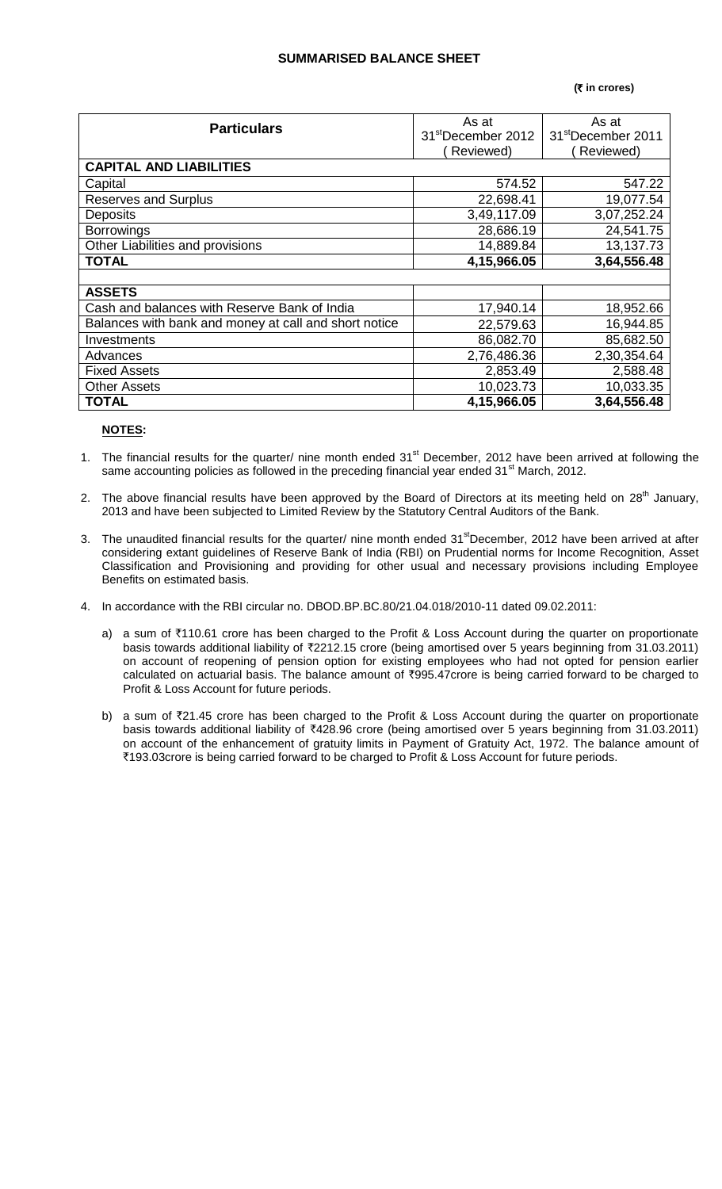# SUMMARISED BALANCE SHEET

**(₹ in crores)**

| Particulars | As at 31st December 2012 ( Reviewed) | As at 31st December 2011 ( Reviewed) |
|---|---|---|
| **CAPITAL AND LIABILITIES** | | |
| Capital | 574.52 | 547.22 |
| Reserves and Surplus | 22,698.41 | 19,077.54 |
| Deposits | 3,49,117.09 | 3,07,252.24 |
| Borrowings | 28,686.19 | 24,541.75 |
| Other Liabilities and provisions | 14,889.84 | 13,137.73 |
| **TOTAL** | **4,15,966.05** | **3,64,556.48** |
| | | |
| **ASSETS** | | |
| Cash and balances with Reserve Bank of India | 17,940.14 | 18,952.66 |
| Balances with bank and money at call and short notice | 22,579.63 | 16,944.85 |
| Investments | 86,082.70 | 85,682.50 |
| Advances | 2,76,486.36 | 2,30,354.64 |
| Fixed Assets | 2,853.49 | 2,588.48 |
| Other Assets | 10,023.73 | 10,033.35 |
| **TOTAL** | **4,15,966.05** | **3,64,556.48** |

**NOTES:**

1. The financial results for the quarter/ nine month ended 31st December, 2012 have been arrived at following the same accounting policies as followed in the preceding financial year ended 31st March, 2012.

2. The above financial results have been approved by the Board of Directors at its meeting held on 28th January, 2013 and have been subjected to Limited Review by the Statutory Central Auditors of the Bank.

3. The unaudited financial results for the quarter/ nine month ended 31stDecember, 2012 have been arrived at after considering extant guidelines of Reserve Bank of India (RBI) on Prudential norms for Income Recognition, Asset Classification and Provisioning and providing for other usual and necessary provisions including Employee Benefits on estimated basis.

4. In accordance with the RBI circular no. DBOD.BP.BC.80/21.04.018/2010-11 dated 09.02.2011:

   a) a sum of ₹110.61 crore has been charged to the Profit & Loss Account during the quarter on proportionate basis towards additional liability of ₹2212.15 crore (being amortised over 5 years beginning from 31.03.2011) on account of reopening of pension option for existing employees who had not opted for pension earlier calculated on actuarial basis. The balance amount of ₹995.47crore is being carried forward to be charged to Profit & Loss Account for future periods.

   b) a sum of ₹21.45 crore has been charged to the Profit & Loss Account during the quarter on proportionate basis towards additional liability of ₹428.96 crore (being amortised over 5 years beginning from 31.03.2011) on account of the enhancement of gratuity limits in Payment of Gratuity Act, 1972. The balance amount of ₹193.03crore is being carried forward to be charged to Profit & Loss Account for future periods.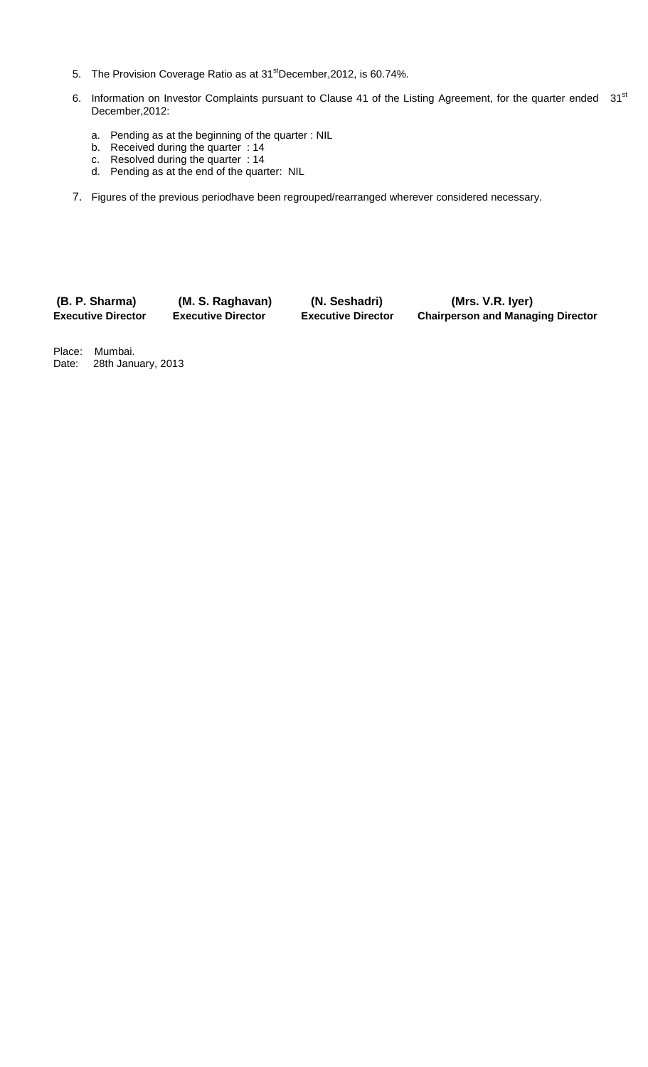5. The Provision Coverage Ratio as at 31st December,2012, is 60.74%.

6. Information on Investor Complaints pursuant to Clause 41 of the Listing Agreement, for the quarter ended 31st December,2012:

   a. Pending as at the beginning of the quarter : NIL
   b. Received during the quarter : 14
   c. Resolved during the quarter : 14
   d. Pending as at the end of the quarter: NIL

7. Figures of the previous periodhave been regrouped/rearranged wherever considered necessary.

| | | | |
|---|---|---|---|
| **(B. P. Sharma)** | **(M. S. Raghavan)** | **(N. Seshadri)** | **(Mrs. V.R. Iyer)** |
| **Executive Director** | **Executive Director** | **Executive Director** | **Chairperson and Managing Director** |

Place: Mumbai.
Date: 28th January, 2013